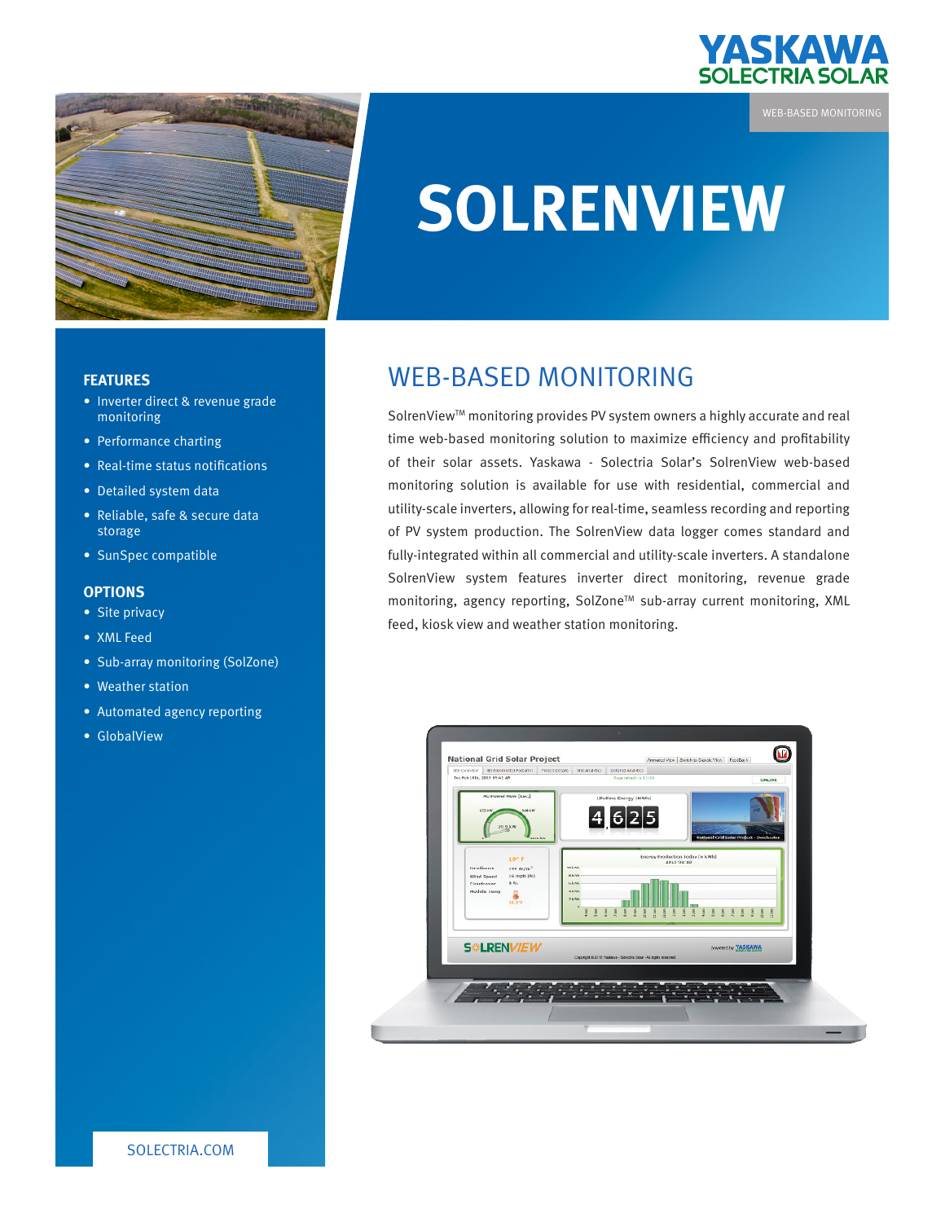YASKAWA
SOLECTRIA SOLAR

WEB-BASED MONITORING

# SOLRENVIEW

## WEB-BASED MONITORING

SolrenView™ monitoring provides PV system owners a highly accurate and real time web-based monitoring solution to maximize efficiency and profitability of their solar assets. Yaskawa - Solectria Solar's SolrenView web-based monitoring solution is available for use with residential, commercial and utility-scale inverters, allowing for real-time, seamless recording and reporting of PV system production. The SolrenView data logger comes standard and fully-integrated within all commercial and utility-scale inverters. A standalone SolrenView system features inverter direct monitoring, revenue grade monitoring, agency reporting, SolZone™ sub-array current monitoring, XML feed, kiosk view and weather station monitoring.

### FEATURES

- Inverter direct & revenue grade monitoring
- Performance charting
- Real-time status notifications
- Detailed system data
- Reliable, safe & secure data storage
- SunSpec compatible

### OPTIONS

- Site privacy
- XML Feed
- Sub-array monitoring (SolZone)
- Weather station
- Automated agency reporting
- GlobalView

SOLECTRIA.COM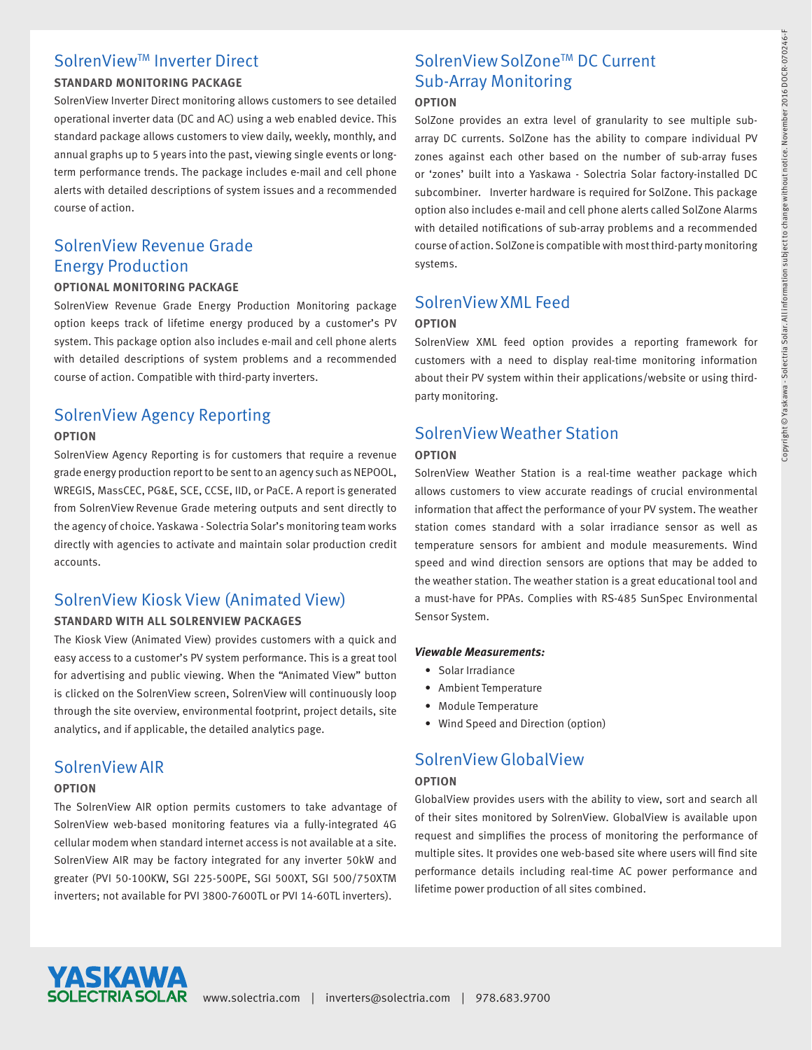## SolrenView™ Inverter Direct

**STANDARD MONITORING PACKAGE**

SolrenView Inverter Direct monitoring allows customers to see detailed operational inverter data (DC and AC) using a web enabled device. This standard package allows customers to view daily, weekly, monthly, and annual graphs up to 5 years into the past, viewing single events or long-term performance trends. The package includes e-mail and cell phone alerts with detailed descriptions of system issues and a recommended course of action.

## SolrenView Revenue Grade Energy Production

**OPTIONAL MONITORING PACKAGE**

SolrenView Revenue Grade Energy Production Monitoring package option keeps track of lifetime energy produced by a customer's PV system. This package option also includes e-mail and cell phone alerts with detailed descriptions of system problems and a recommended course of action. Compatible with third-party inverters.

## SolrenView Agency Reporting

**OPTION**

SolrenView Agency Reporting is for customers that require a revenue grade energy production report to be sent to an agency such as NEPOOL, WREGIS, MassCEC, PG&E, SCE, CCSE, IID, or PaCE. A report is generated from SolrenView Revenue Grade metering outputs and sent directly to the agency of choice. Yaskawa - Solectria Solar's monitoring team works directly with agencies to activate and maintain solar production credit accounts.

## SolrenView Kiosk View (Animated View)

**STANDARD WITH ALL SOLRENVIEW PACKAGES**

The Kiosk View (Animated View) provides customers with a quick and easy access to a customer's PV system performance. This is a great tool for advertising and public viewing. When the "Animated View" button is clicked on the SolrenView screen, SolrenView will continuously loop through the site overview, environmental footprint, project details, site analytics, and if applicable, the detailed analytics page.

## SolrenView AIR

**OPTION**

The SolrenView AIR option permits customers to take advantage of SolrenView web-based monitoring features via a fully-integrated 4G cellular modem when standard internet access is not available at a site. SolrenView AIR may be factory integrated for any inverter 50kW and greater (PVI 50-100KW, SGI 225-500PE, SGI 500XT, SGI 500/750XTM inverters; not available for PVI 3800-7600TL or PVI 14-60TL inverters).

## SolrenView SolZone™ DC Current Sub-Array Monitoring

**OPTION**

SolZone provides an extra level of granularity to see multiple sub-array DC currents. SolZone has the ability to compare individual PV zones against each other based on the number of sub-array fuses or 'zones' built into a Yaskawa - Solectria Solar factory-installed DC subcombiner. Inverter hardware is required for SolZone. This package option also includes e-mail and cell phone alerts called SolZone Alarms with detailed notifications of sub-array problems and a recommended course of action. SolZone is compatible with most third-party monitoring systems.

## SolrenView XML Feed

**OPTION**

SolrenView XML feed option provides a reporting framework for customers with a need to display real-time monitoring information about their PV system within their applications/website or using third-party monitoring.

## SolrenView Weather Station

**OPTION**

SolrenView Weather Station is a real-time weather package which allows customers to view accurate readings of crucial environmental information that affect the performance of your PV system. The weather station comes standard with a solar irradiance sensor as well as temperature sensors for ambient and module measurements. Wind speed and wind direction sensors are options that may be added to the weather station. The weather station is a great educational tool and a must-have for PPAs. Complies with RS-485 SunSpec Environmental Sensor System.

***Viewable Measurements:***

- Solar Irradiance
- Ambient Temperature
- Module Temperature
- Wind Speed and Direction (option)

## SolrenView GlobalView

**OPTION**

GlobalView provides users with the ability to view, sort and search all of their sites monitored by SolrenView. GlobalView is available upon request and simplifies the process of monitoring the performance of multiple sites. It provides one web-based site where users will find site performance details including real-time AC power performance and lifetime power production of all sites combined.

YASKAWA SOLECTRIA SOLAR www.solectria.com | inverters@solectria.com | 978.683.9700

Copyright © Yaskawa - Solectria Solar. All information subject to change without notice. November 2016 DOCR-070246-F